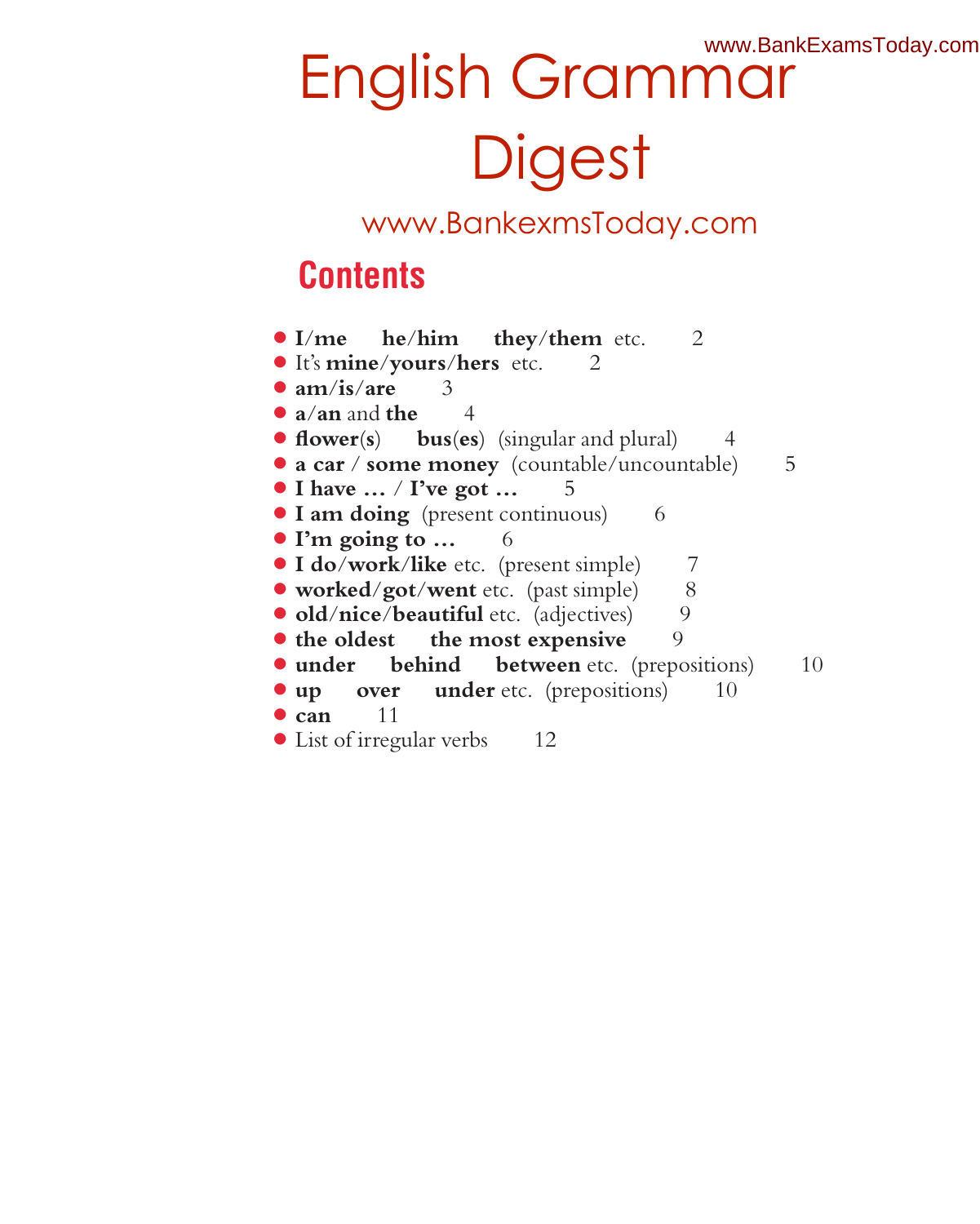# English Grammar Digest

www.BankexmsToday.com

## Contents

- **I/me** **he/him** **they/them** etc. 2
- It's **mine/yours/hers** etc. 2
- **am/is/are** 3
- **a/an** and **the** 4
- **flower(s)** **bus(es)** (singular and plural) 4
- **a car / some money** (countable/uncountable) 5
- **I have ... / I've got ...** 5
- **I am doing** (present continuous) 6
- **I'm going to ...** 6
- **I do/work/like** etc. (present simple) 7
- **worked/got/went** etc. (past simple) 8
- **old/nice/beautiful** etc. (adjectives) 9
- **the oldest** **the most expensive** 9
- **under** **behind** **between** etc. (prepositions) 10
- **up** **over** **under** etc. (prepositions) 10
- **can** 11
- List of irregular verbs 12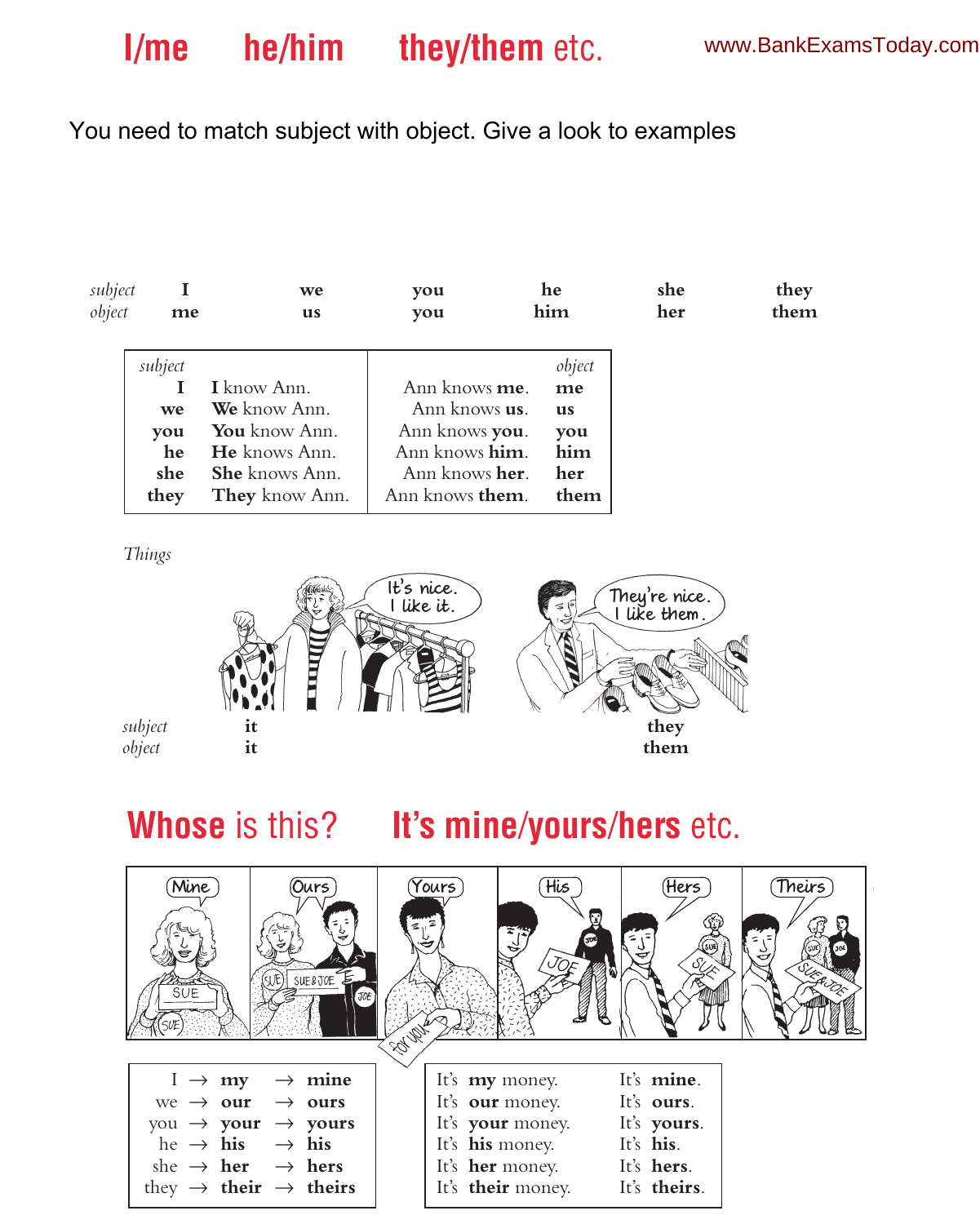# I/me he/him they/them etc.

You need to match subject with object. Give a look to examples

| *subject* | I | we | you | he | she | they |
|---|---|---|---|---|---|---|
| *object* | me | us | you | him | her | them |

| *subject* | | | *object* |
|---|---|---|---|
| **I** | **I** know Ann. | Ann knows **me**. | **me** |
| **we** | **We** know Ann. | Ann knows **us**. | **us** |
| **you** | **You** know Ann. | Ann knows **you**. | **you** |
| **he** | **He** knows Ann. | Ann knows **him**. | **him** |
| **she** | **She** knows Ann. | Ann knows **her**. | **her** |
| **they** | **They** know Ann. | Ann knows **them**. | **them** |

*Things*

It's nice. I like it.

They're nice. I like them.

| | | |
|---|---|---|
| *subject* | **it** | **they** |
| *object* | **it** | **them** |

## Whose is this? It's mine/yours/hers etc.

Mine | Ours | Yours | His | Hers | Theirs

| | | |
|---|---|---|
| I → | **my** → | **mine** |
| we → | **our** → | **ours** |
| you → | **your** → | **yours** |
| he → | **his** → | **his** |
| she → | **her** → | **hers** |
| they → | **their** → | **theirs** |

| | |
|---|---|
| It's **my** money. | It's **mine**. |
| It's **our** money. | It's **ours**. |
| It's **your** money. | It's **yours**. |
| It's **his** money. | It's **his**. |
| It's **her** money. | It's **hers**. |
| It's **their** money. | It's **theirs**. |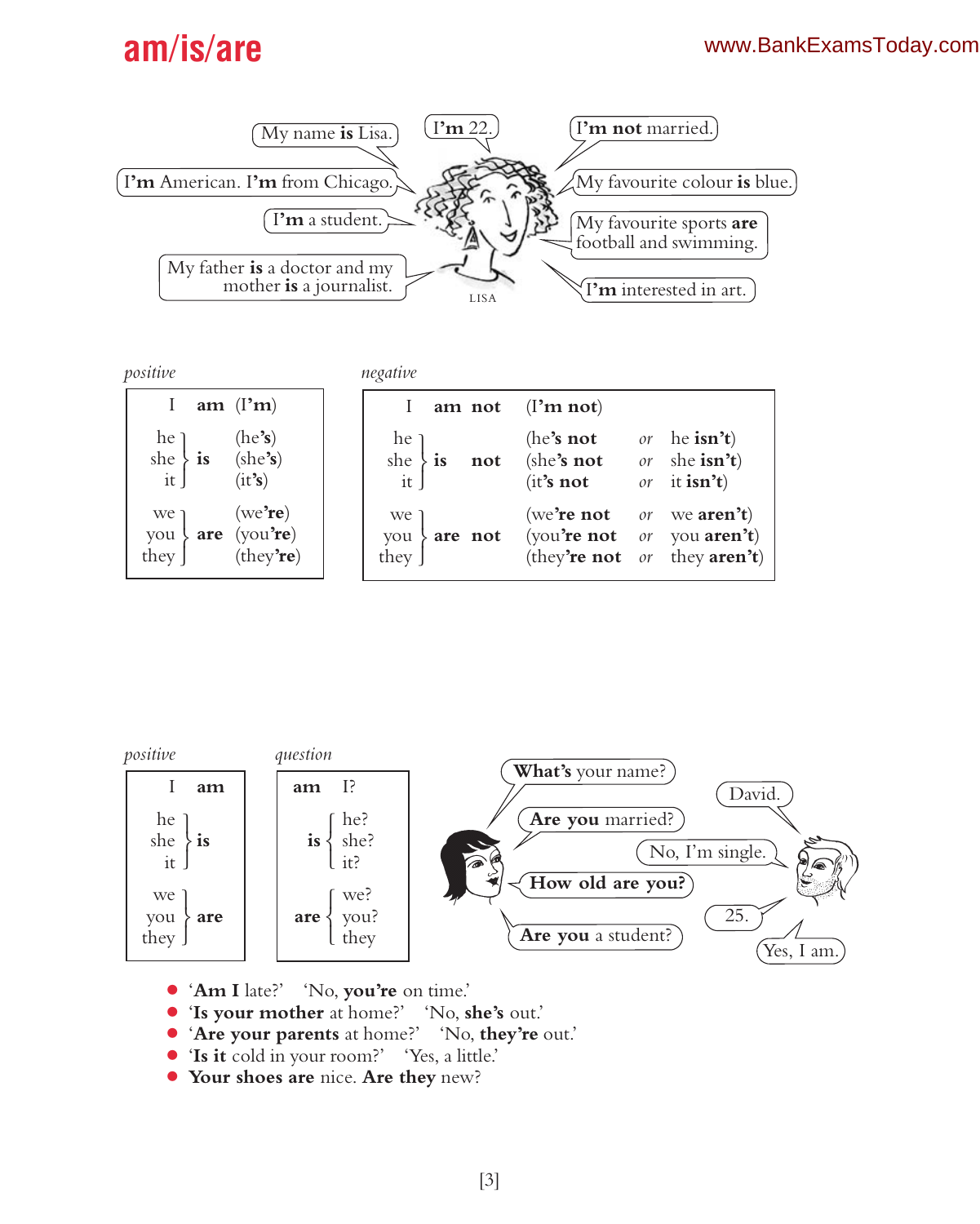# am/is/are

My name **is** Lisa.

**I'm** 22.

**I'm not** married.

**I'm** American. **I'm** from Chicago.

My favourite colour **is** blue.

**I'm** a student.

My favourite sports **are** football and swimming.

My father **is** a doctor and my mother **is** a journalist.

**I'm** interested in art.

LISA

*positive*

| | | |
|---|---|---|
| I | **am** | (I**'m**) |
| he | **is** | (he**'s**) |
| she | **is** | (she**'s**) |
| it | **is** | (it**'s**) |
| we | **are** | (we**'re**) |
| you | **are** | (you**'re**) |
| they | **are** | (they**'re**) |

*negative*

| | | | | |
|---|---|---|---|---|
| I | **am not** | (I**'m not**) | | |
| he | **is not** | (he**'s not** | *or* | he **isn't**) |
| she | **is not** | (she**'s not** | *or* | she **isn't**) |
| it | **is not** | (it**'s not** | *or* | it **isn't**) |
| we | **are not** | (we**'re not** | *or* | we **aren't**) |
| you | **are not** | (you**'re not** | *or* | you **aren't**) |
| they | **are not** | (they**'re not** | *or* | they **aren't**) |

*positive*

| | |
|---|---|
| I | **am** |
| he | **is** |
| she | **is** |
| it | **is** |
| we | **are** |
| you | **are** |
| they | **are** |

*question*

| | |
|---|---|
| **am** | I? |
| **is** | he? |
| **is** | she? |
| **is** | it? |
| **are** | we? |
| **are** | you? |
| **are** | they |

**What's** your name? — David.

**Are you** married? — No, I'm single.

**How old are you?** — 25.

**Are you** a student? — Yes, I am.

- '**Am I** late?' 'No, **you're** on time.'
- '**Is your mother** at home?' 'No, **she's** out.'
- '**Are your parents** at home?' 'No, **they're** out.'
- '**Is it** cold in your room?' 'Yes, a little.'
- **Your shoes are** nice. **Are they** new?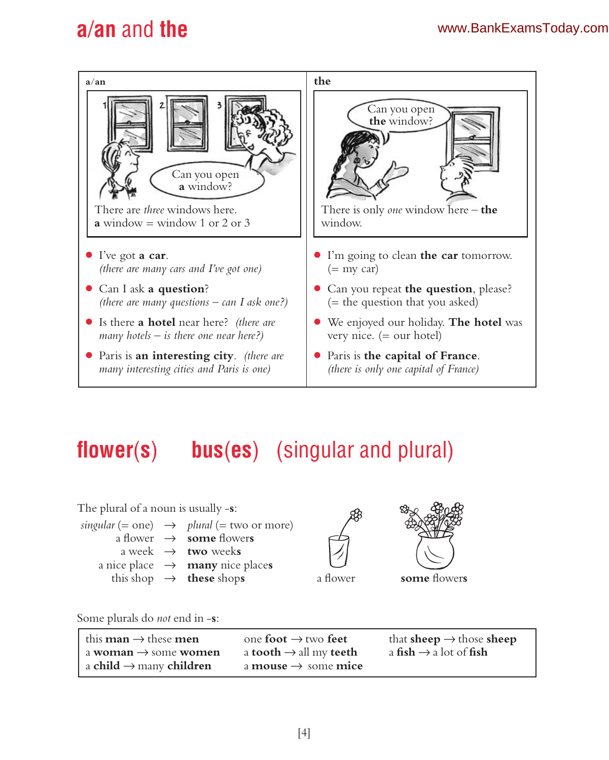# a/an and the

| a/an | the |
|---|---|
| Can you open **a** window? | Can you open **the** window? |
| There are *three* windows here. **a** window = window 1 or 2 or 3 | There is only *one* window here – **the** window. |
| I've got **a car**. *(there are many cars and I've got one)* | I'm going to clean **the car** tomorrow. (= my car) |
| Can I ask **a question**? *(there are many questions – can I ask one?)* | Can you repeat **the question**, please? (= the question that you asked) |
| Is there **a hotel** near here? *(there are many hotels – is there one near here?)* | We enjoyed our holiday. **The hotel** was very nice. (= our hotel) |
| Paris is **an interesting city**. *(there are many interesting cities and Paris is one)* | Paris is **the capital of France**. *(there is only one capital of France)* |

# flower(s) bus(es) (singular and plural)

The plural of a noun is usually -**s**:

| *singular* (= one) | → | *plural* (= two or more) |
|---|---|---|
| a flower | → | **some** flower**s** |
| a week | → | **two** week**s** |
| a nice place | → | **many** nice place**s** |
| this shop | → | **these** shop**s** |

a flower — **some** flowers

Some plurals do *not* end in -**s**:

| | | |
|---|---|---|
| this **man** → these **men** | one **foot** → two **feet** | that **sheep** → those **sheep** |
| a **woman** → some **women** | a **tooth** → all my **teeth** | a **fish** → a lot of **fish** |
| a **child** → many **children** | a **mouse** → some **mice** | |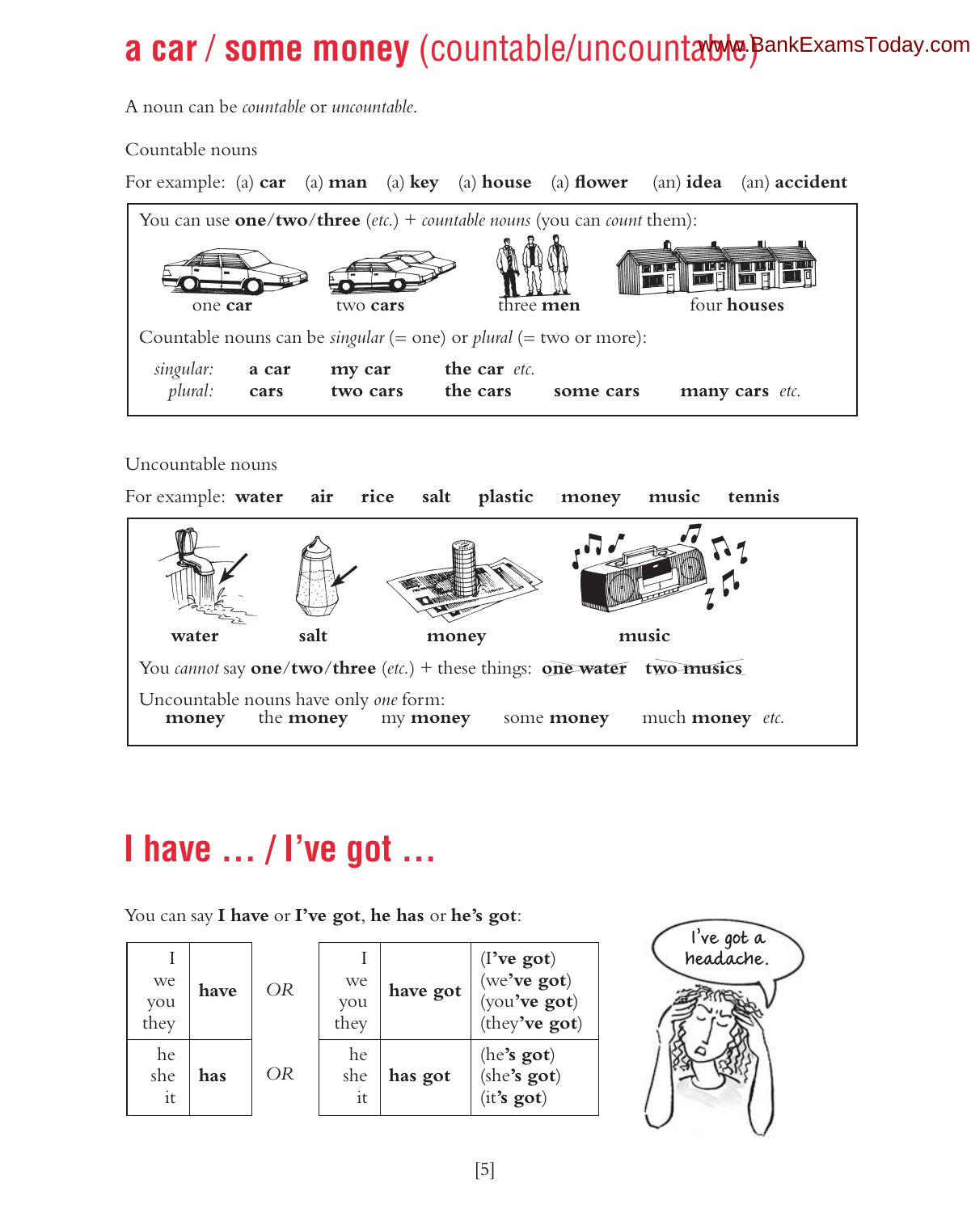# a car / some money (countable/uncountable)

A noun can be *countable* or *uncountable*.

Countable nouns

For example: (a) **car** (a) **man** (a) **key** (a) **house** (a) **flower** (an) **idea** (an) **accident**

You can use **one/two/three** (*etc.*) + *countable nouns* (you can *count* them):

one **car** two **cars** three **men** four **houses**

Countable nouns can be *singular* (= one) or *plural* (= two or more):

| | | | | | |
|---|---|---|---|---|---|
| *singular:* | **a car** | **my car** | **the car** *etc.* | | |
| *plural:* | **cars** | **two cars** | **the cars** | **some cars** | **many cars** *etc.* |

Uncountable nouns

For example: **water** **air** **rice** **salt** **plastic** **money** **music** **tennis**

**water** **salt** **money** **music**

You *cannot* say **one/two/three** (*etc.*) + these things: ~~one water~~ ~~two musics~~

Uncountable nouns have only *one* form:

**money** the **money** my **money** some **money** much **money** *etc.*

# I have ... / I've got ...

You can say **I have** or **I've got**, **he has** or **he's got**:

| | | | | | |
|---|---|---|---|---|---|
| I / we / you / they | **have** | *OR* | I / we / you / they | **have got** | (**I've got**) (we**'ve got**) (you**'ve got**) (they**'ve got**) |
| he / she / it | **has** | *OR* | he / she / it | **has got** | (he**'s got**) (she**'s got**) (it**'s got**) |

I've got a headache.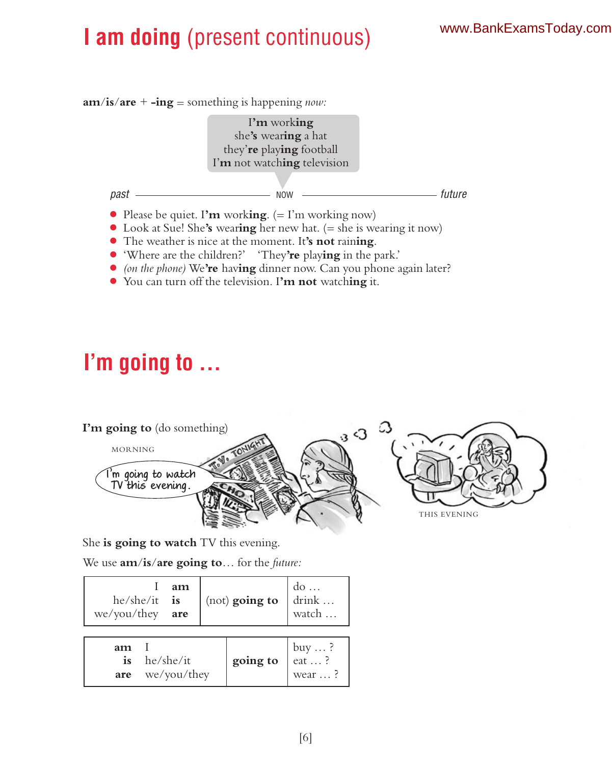# **I am doing** (present continuous)

**am**/**is**/**are** + **-ing** = something is happening *now:*

I'**m** work**ing**
she'**s** wear**ing** a hat
they'**re** play**ing** football
I'**m** not watch**ing** television

*past* ———— NOW ———— *future*

- Please be quiet. **I'm** work**ing**. (= I'm working now)
- Look at Sue! She'**s** wear**ing** her new hat. (= she is wearing it now)
- The weather is nice at the moment. It'**s not** rain**ing**.
- 'Where are the children?' 'They'**re** play**ing** in the park.'
- *(on the phone)* We'**re** hav**ing** dinner now. Can you phone again later?
- You can turn off the television. **I'm not** watch**ing** it.

# I'm going to ...

**I'm going to** (do something)

MORNING

I'm going to watch TV this evening.

THIS EVENING

She **is going to watch** TV this evening.

We use **am**/**is**/**are going to**… for the *future:*

| | | | |
|---|---|---|---|
| I | **am** | (not) **going to** | do … |
| he/she/it | **is** | | drink … |
| we/you/they | **are** | | watch … |

| | | | |
|---|---|---|---|
| **am** | I | **going to** | buy … ? |
| **is** | he/she/it | | eat … ? |
| **are** | we/you/they | | wear … ? |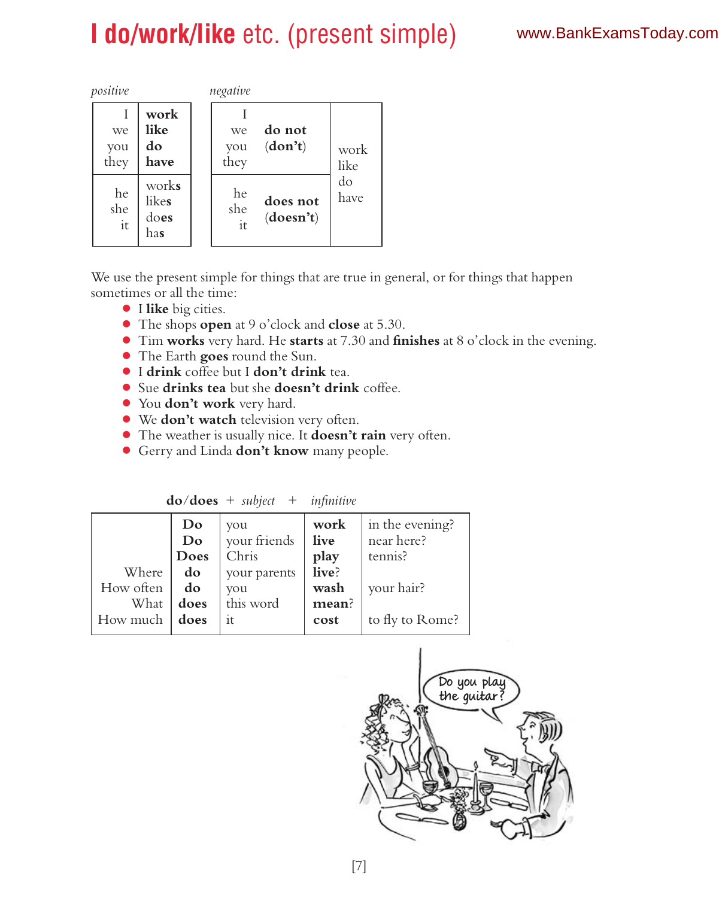# **I do/work/like** etc. (present simple)

*positive*

| | |
|---|---|
| I<br>we<br>you<br>they | **work**<br>**like**<br>**do**<br>**have** |
| he<br>she<br>it | work**s**<br>like**s**<br>do**es**<br>ha**s** |

*negative*

| | | |
|---|---|---|
| I<br>we<br>you<br>they | **do not**<br>(**don't**) | work<br>like<br>do<br>have |
| he<br>she<br>it | **does not**<br>(**doesn't**) | |

We use the present simple for things that are true in general, or for things that happen sometimes or all the time:

- I **like** big cities.
- The shops **open** at 9 o'clock and **close** at 5.30.
- Tim **works** very hard. He **starts** at 7.30 and **finishes** at 8 o'clock in the evening.
- The Earth **goes** round the Sun.
- I **drink** coffee but I **don't drink** tea.
- Sue **drinks tea** but she **doesn't drink** coffee.
- You **don't work** very hard.
- We **don't watch** television very often.
- The weather is usually nice. It **doesn't rain** very often.
- Gerry and Linda **don't know** many people.

| | **do/does** | + *subject* | + *infinitive* | |
|---|---|---|---|---|
| | **Do** | you | **work** | in the evening? |
| | **Do** | your friends | **live** | near here? |
| | **Does** | Chris | **play** | tennis? |
| Where | **do** | your parents | **live**? | |
| How often | **do** | you | **wash** | your hair? |
| What | **does** | this word | **mean**? | |
| How much | **does** | it | **cost** | to fly to Rome? |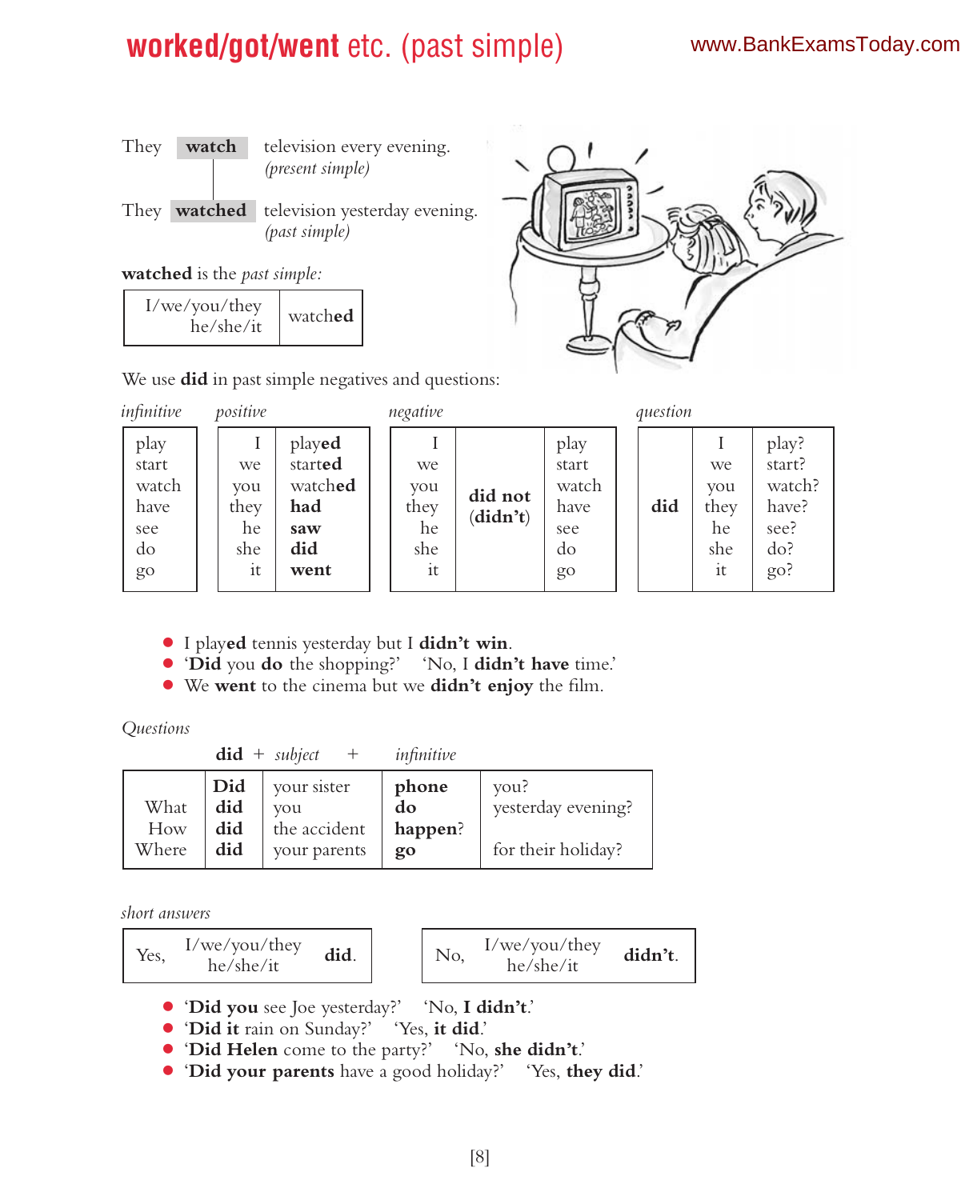# **worked/got/went** etc. (past simple)

They **watch** television every evening.
*(present simple)*

They **watched** television yesterday evening.
*(past simple)*

**watched** is the *past simple:*

| I/we/you/they he/she/it | watch**ed** |
|---|---|

We use **did** in past simple negatives and questions:

| *infinitive* | *positive* | | *negative* | | | *question* | | |
|---|---|---|---|---|---|---|---|---|
| play | I | play**ed** | I | | play | | I | play? |
| start | we | start**ed** | we | | start | | we | start? |
| watch | you | watch**ed** | you | | watch | | you | watch? |
| have | they | **had** | they | **did not** **(didn't)** | have | **did** | they | have? |
| see | he | **saw** | he | | see | | he | see? |
| do | she | **did** | she | | do | | she | do? |
| go | it | **went** | it | | go | | it | go? |

- I play**ed** tennis yesterday but I **didn't win**.
- '**Did** you **do** the shopping?' 'No, I **didn't have** time.'
- We **went** to the cinema but we **didn't enjoy** the film.

*Questions*

| | **did** + *subject* + | | *infinitive* | |
|---|---|---|---|---|
| | **Did** | your sister | **phone** | you? |
| What | **did** | you | **do** | yesterday evening? |
| How | **did** | the accident | **happen**? | |
| Where | **did** | your parents | **go** | for their holiday? |

*short answers*

| Yes, | I/we/you/they he/she/it | **did**. |
|---|---|---|

| No, | I/we/you/they he/she/it | **didn't**. |
|---|---|---|

- '**Did you** see Joe yesterday?' 'No, **I didn't**.'
- '**Did it** rain on Sunday?' 'Yes, **it did**.'
- '**Did Helen** come to the party?' 'No, **she didn't**.'
- '**Did your parents** have a good holiday?' 'Yes, **they did**.'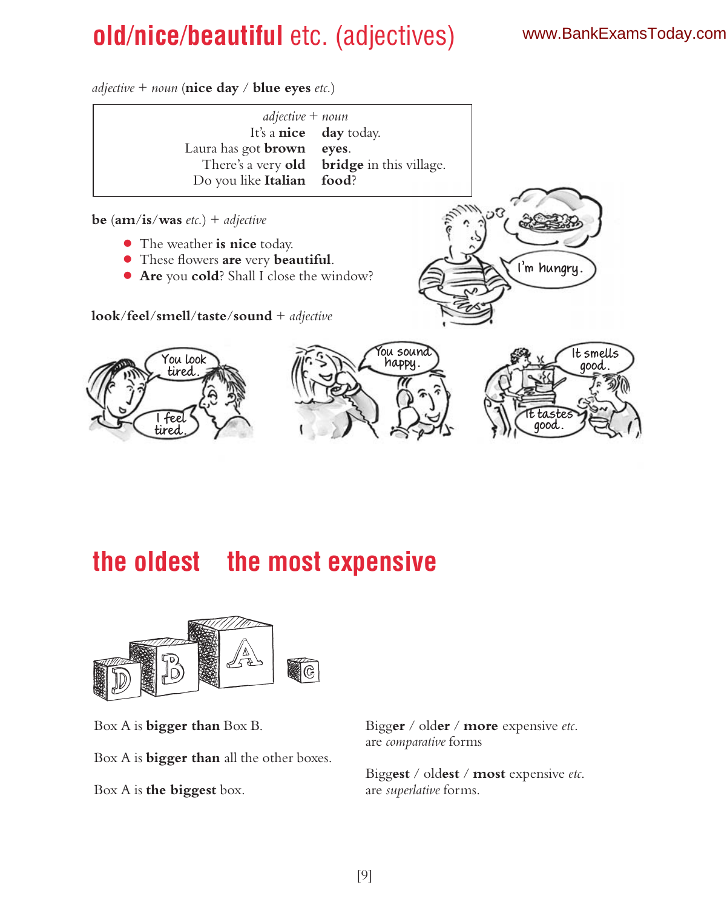# **old/nice/beautiful** etc. (adjectives)

*adjective* + *noun* (**nice day** / **blue eyes** *etc.*)

| *adjective* + *noun* | |
|---:|:---|
| It's a **nice** | **day** today. |
| Laura has got **brown** | **eyes**. |
| There's a very **old** | **bridge** in this village. |
| Do you like **Italian** | **food**? |

**be** (**am**/**is**/**was** *etc.*) + *adjective*

- The weather **is nice** today.
- These flowers **are** very **beautiful**.
- **Are** you **cold**? Shall I close the window?

I'm hungry.

**look**/**feel**/**smell**/**taste**/**sound** + *adjective*

You look tired. I feel tired. You sound happy. It smells good. It tastes good.

# the oldest the most expensive

Box A is **bigger than** Box B.

Box A is **bigger than** all the other boxes.

Box A is **the biggest** box.

Bigg**er** / old**er** / **more** expensive *etc.* are *comparative* forms

Bigg**est** / old**est** / **most** expensive *etc.* are *superlative* forms.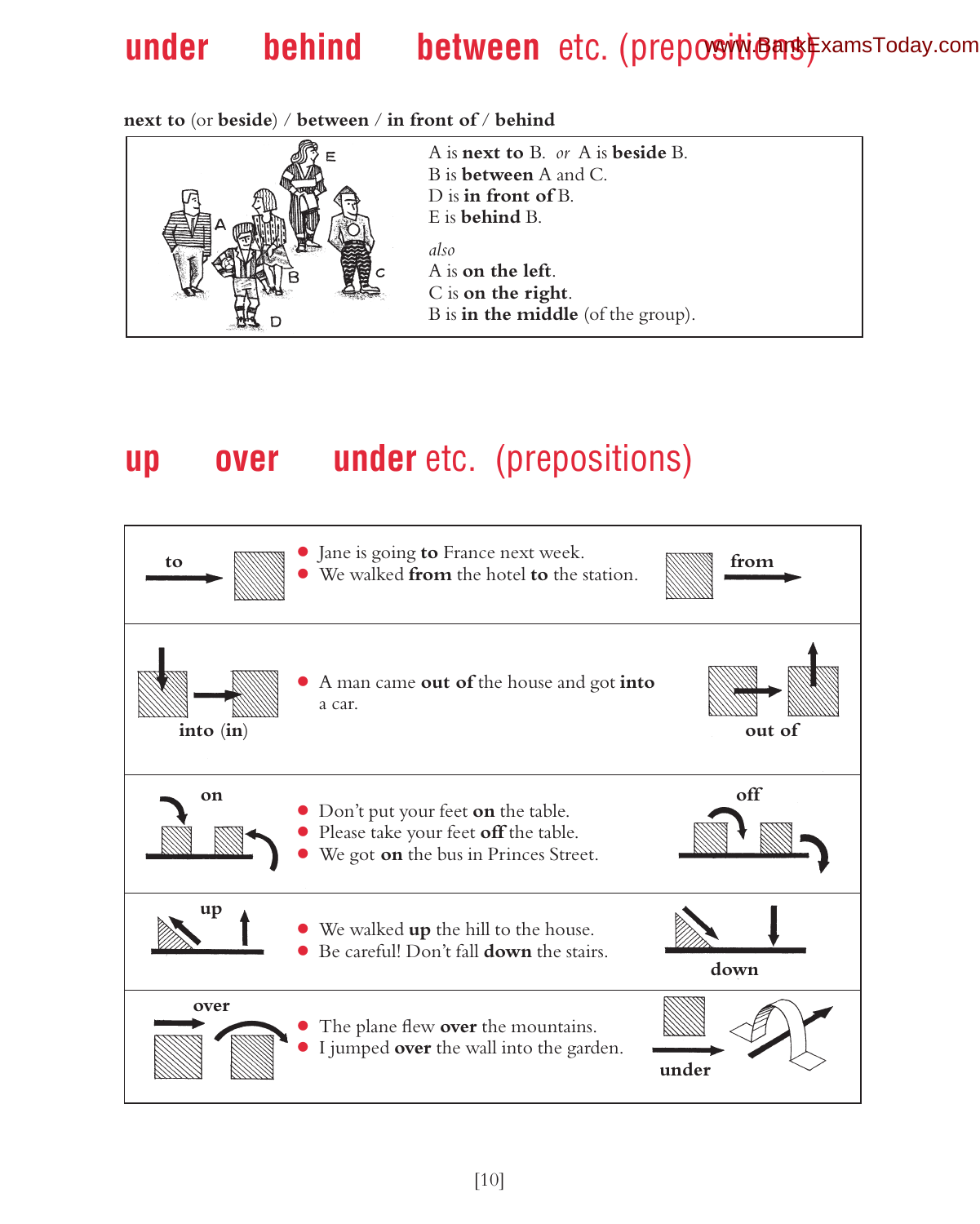# under behind between etc. (prepositions)

**next to** (or **beside**) / **between** / **in front of** / **behind**

A is **next to** B. *or* A is **beside** B.
B is **between** A and C.
D is **in front of** B.
E is **behind** B.

*also*
A is **on the left**.
C is **on the right**.
B is **in the middle** (of the group).

# up over under etc. (prepositions)

| | | |
|---|---|---|
| **to** | • Jane is going **to** France next week.<br>• We walked **from** the hotel **to** the station. | **from** |
| **into** (**in**) | • A man came **out of** the house and got **into** a car. | **out of** |
| **on** | • Don't put your feet **on** the table.<br>• Please take your feet **off** the table.<br>• We got **on** the bus in Princes Street. | **off** |
| **up** | • We walked **up** the hill to the house.<br>• Be careful! Don't fall **down** the stairs. | **down** |
| **over** | • The plane flew **over** the mountains.<br>• I jumped **over** the wall into the garden. | **under** |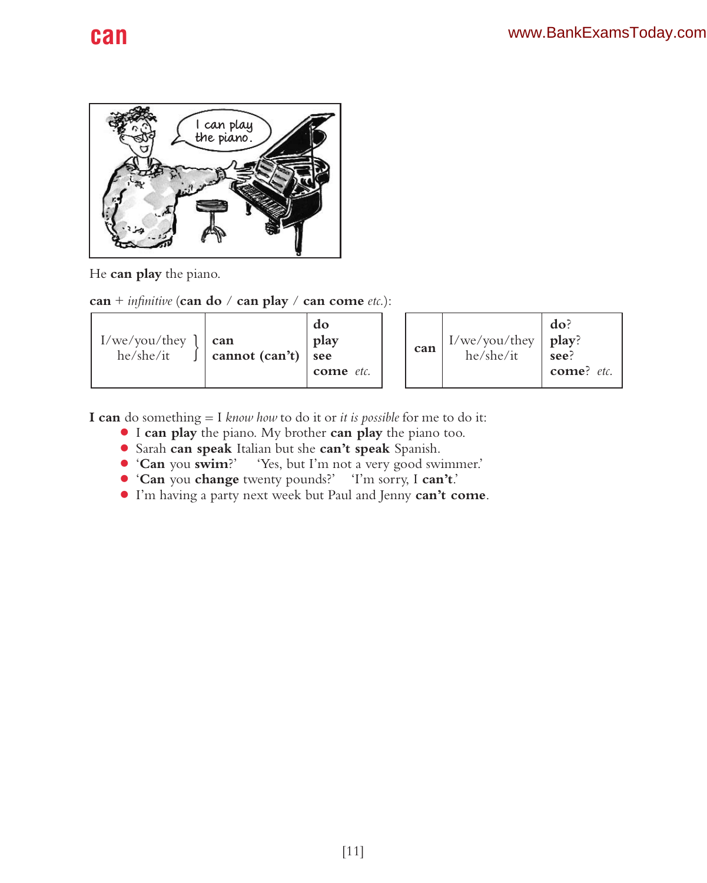# can

He **can play** the piano.

**can** + *infinitive* (**can do** / **can play** / **can come** *etc.*):

| | | |
|---|---|---|
| I/we/you/they<br>he/she/it | **can**<br>**cannot (can't)** | **do**<br>**play**<br>**see**<br>**come** *etc.* |

| | | |
|---|---|---|
| **can** | I/we/you/they<br>he/she/it | **do**?<br>**play**?<br>**see**?<br>**come**? *etc.* |

**I can** do something = I *know how* to do it or *it is possible* for me to do it:

- I **can play** the piano. My brother **can play** the piano too.
- Sarah **can speak** Italian but she **can't speak** Spanish.
- '**Can** you **swim**?' 'Yes, but I'm not a very good swimmer.'
- '**Can** you **change** twenty pounds?' 'I'm sorry, I **can't**.'
- I'm having a party next week but Paul and Jenny **can't come**.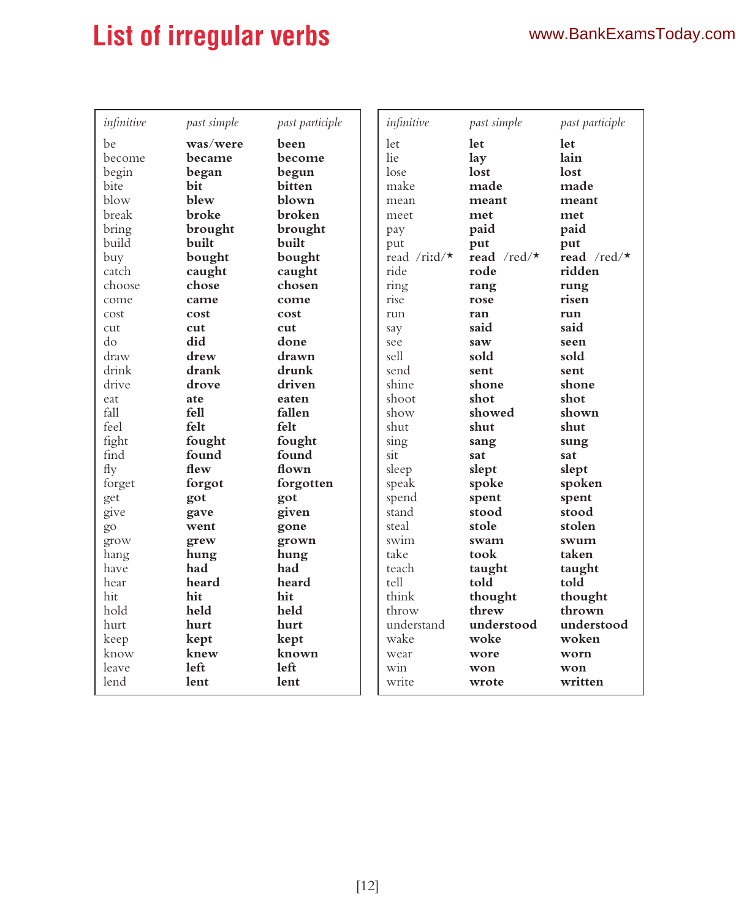# List of irregular verbs

| *infinitive* | *past simple* | *past participle* |
|---|---|---|
| be | **was/were** | **been** |
| become | **became** | **become** |
| begin | **began** | **begun** |
| bite | **bit** | **bitten** |
| blow | **blew** | **blown** |
| break | **broke** | **broken** |
| bring | **brought** | **brought** |
| build | **built** | **built** |
| buy | **bought** | **bought** |
| catch | **caught** | **caught** |
| choose | **chose** | **chosen** |
| come | **came** | **come** |
| cost | **cost** | **cost** |
| cut | **cut** | **cut** |
| do | **did** | **done** |
| draw | **drew** | **drawn** |
| drink | **drank** | **drunk** |
| drive | **drove** | **driven** |
| eat | **ate** | **eaten** |
| fall | **fell** | **fallen** |
| feel | **felt** | **felt** |
| fight | **fought** | **fought** |
| find | **found** | **found** |
| fly | **flew** | **flown** |
| forget | **forgot** | **forgotten** |
| get | **got** | **got** |
| give | **gave** | **given** |
| go | **went** | **gone** |
| grow | **grew** | **grown** |
| hang | **hung** | **hung** |
| have | **had** | **had** |
| hear | **heard** | **heard** |
| hit | **hit** | **hit** |
| hold | **held** | **held** |
| hurt | **hurt** | **hurt** |
| keep | **kept** | **kept** |
| know | **knew** | **known** |
| leave | **left** | **left** |
| lend | **lent** | **lent** |

| *infinitive* | *past simple* | *past participle* |
|---|---|---|
| let | **let** | **let** |
| lie | **lay** | **lain** |
| lose | **lost** | **lost** |
| make | **made** | **made** |
| mean | **meant** | **meant** |
| meet | **met** | **met** |
| pay | **paid** | **paid** |
| put | **put** | **put** |
| read /riːd/* | **read** /red/* | **read** /red/* |
| ride | **rode** | **ridden** |
| ring | **rang** | **rung** |
| rise | **rose** | **risen** |
| run | **ran** | **run** |
| say | **said** | **said** |
| see | **saw** | **seen** |
| sell | **sold** | **sold** |
| send | **sent** | **sent** |
| shine | **shone** | **shone** |
| shoot | **shot** | **shot** |
| show | **showed** | **shown** |
| shut | **shut** | **shut** |
| sing | **sang** | **sung** |
| sit | **sat** | **sat** |
| sleep | **slept** | **slept** |
| speak | **spoke** | **spoken** |
| spend | **spent** | **spent** |
| stand | **stood** | **stood** |
| steal | **stole** | **stolen** |
| swim | **swam** | **swum** |
| take | **took** | **taken** |
| teach | **taught** | **taught** |
| tell | **told** | **told** |
| think | **thought** | **thought** |
| throw | **threw** | **thrown** |
| understand | **understood** | **understood** |
| wake | **woke** | **woken** |
| wear | **wore** | **worn** |
| win | **won** | **won** |
| write | **wrote** | **written** |